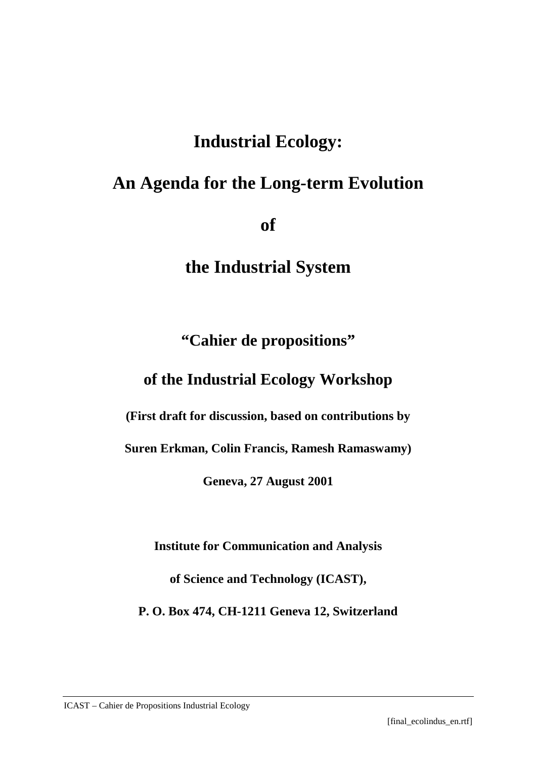# Industrial Ecology:

# An Agenda for the Long-term Evolution

# of

# the Industrial System

## "Cahier de propositions"

## of the Industrial Ecology Workshop

**(First draft for discussion, based on contributions by**

**Suren Erkman, Colin Francis, Ramesh Ramaswamy)**

**Geneva, 27 August 2001**

**Institute for Communication and Analysis**

**of Science and Technology (ICAST),**

**P. O. Box 474, CH-1211 Geneva 12, Switzerland**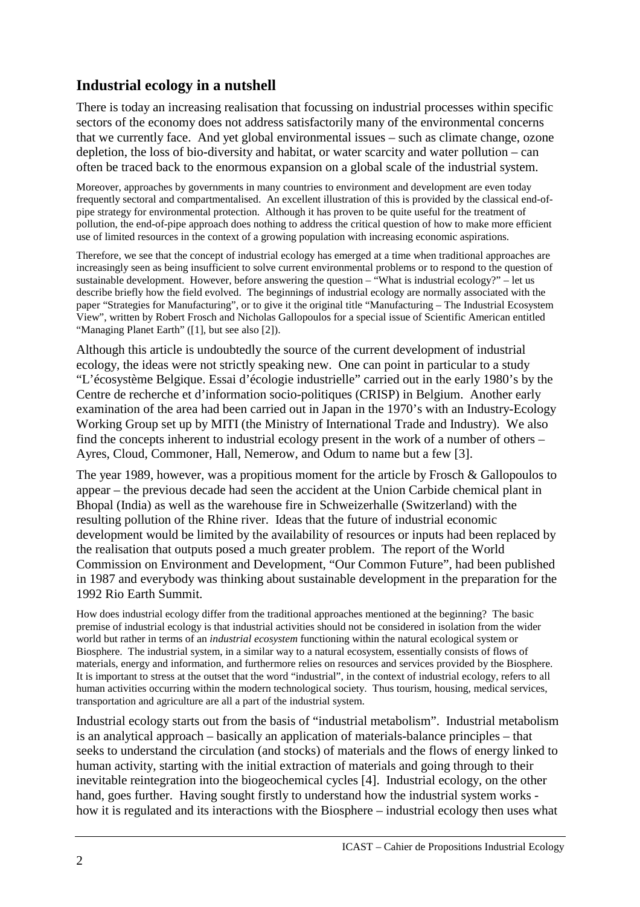## Industrial ecology in a nutshell

There is today an increasing realisation that focussing on industrial processes within specific sectors of the economy does not address satisfactorily many of the environmental concerns that we currently face. And yet global environmental issues – such as climate change, ozone depletion, the loss of bio-diversity and habitat, or water scarcity and water pollution – can often be traced back to the enormous expansion on a global scale of the industrial system.

Moreover, approaches by governments in many countries to environment and development are even today frequently sectoral and compartmentalised. An excellent illustration of this is provided by the classical end-of-pipe strategy for environmental protection. Although it has proven to be quite useful for the treatment of pollution, the end-of-pipe approach does nothing to address the critical question of how to make more efficient use of limited resources in the context of a growing population with increasing economic aspirations.

Therefore, we see that the concept of industrial ecology has emerged at a time when traditional approaches are increasingly seen as being insufficient to solve current environmental problems or to respond to the question of sustainable development. However, before answering the question – "What is industrial ecology?" – let us describe briefly how the field evolved. The beginnings of industrial ecology are normally associated with the paper "Strategies for Manufacturing", or to give it the original title "Manufacturing – The Industrial Ecosystem View", written by Robert Frosch and Nicholas Gallopoulos for a special issue of Scientific American entitled "Managing Planet Earth" ([1], but see also [2]).

Although this article is undoubtedly the source of the current development of industrial ecology, the ideas were not strictly speaking new. One can point in particular to a study "L'écosystème Belgique. Essai d'écologie industrielle" carried out in the early 1980's by the Centre de recherche et d'information socio-politiques (CRISP) in Belgium. Another early examination of the area had been carried out in Japan in the 1970's with an Industry-Ecology Working Group set up by MITI (the Ministry of International Trade and Industry). We also find the concepts inherent to industrial ecology present in the work of a number of others – Ayres, Cloud, Commoner, Hall, Nemerow, and Odum to name but a few [3].

The year 1989, however, was a propitious moment for the article by Frosch & Gallopoulos to appear – the previous decade had seen the accident at the Union Carbide chemical plant in Bhopal (India) as well as the warehouse fire in Schweizerhalle (Switzerland) with the resulting pollution of the Rhine river. Ideas that the future of industrial economic development would be limited by the availability of resources or inputs had been replaced by the realisation that outputs posed a much greater problem. The report of the World Commission on Environment and Development, "Our Common Future", had been published in 1987 and everybody was thinking about sustainable development in the preparation for the 1992 Rio Earth Summit.

How does industrial ecology differ from the traditional approaches mentioned at the beginning? The basic premise of industrial ecology is that industrial activities should not be considered in isolation from the wider world but rather in terms of an *industrial ecosystem* functioning within the natural ecological system or Biosphere. The industrial system, in a similar way to a natural ecosystem, essentially consists of flows of materials, energy and information, and furthermore relies on resources and services provided by the Biosphere. It is important to stress at the outset that the word "industrial", in the context of industrial ecology, refers to all human activities occurring within the modern technological society. Thus tourism, housing, medical services, transportation and agriculture are all a part of the industrial system.

Industrial ecology starts out from the basis of "industrial metabolism". Industrial metabolism is an analytical approach – basically an application of materials-balance principles – that seeks to understand the circulation (and stocks) of materials and the flows of energy linked to human activity, starting with the initial extraction of materials and going through to their inevitable reintegration into the biogeochemical cycles [4]. Industrial ecology, on the other hand, goes further. Having sought firstly to understand how the industrial system works - how it is regulated and its interactions with the Biosphere – industrial ecology then uses what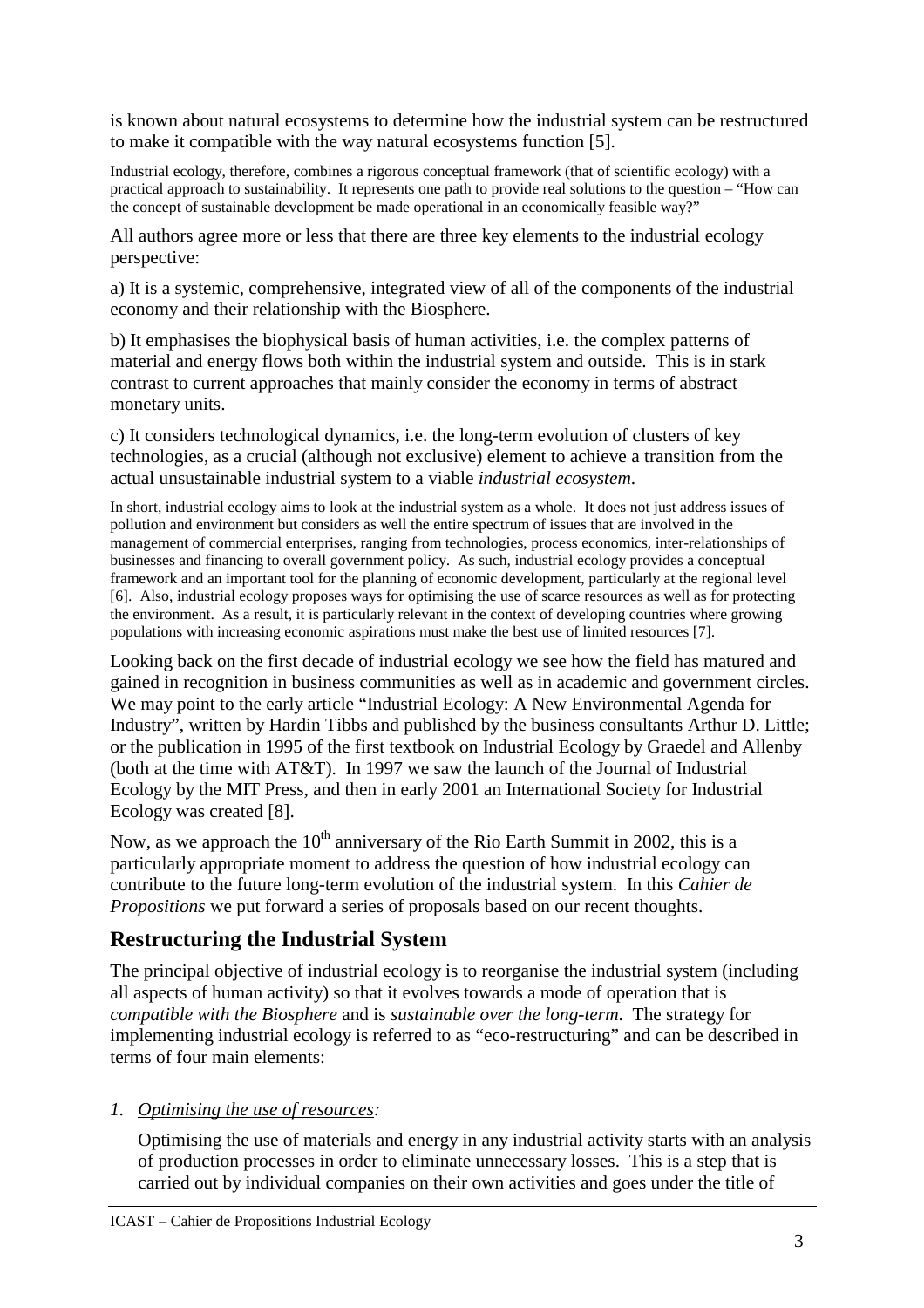is known about natural ecosystems to determine how the industrial system can be restructured to make it compatible with the way natural ecosystems function [5].

Industrial ecology, therefore, combines a rigorous conceptual framework (that of scientific ecology) with a practical approach to sustainability. It represents one path to provide real solutions to the question – "How can the concept of sustainable development be made operational in an economically feasible way?"

All authors agree more or less that there are three key elements to the industrial ecology perspective:

a) It is a systemic, comprehensive, integrated view of all of the components of the industrial economy and their relationship with the Biosphere.

b) It emphasises the biophysical basis of human activities, i.e. the complex patterns of material and energy flows both within the industrial system and outside. This is in stark contrast to current approaches that mainly consider the economy in terms of abstract monetary units.

c) It considers technological dynamics, i.e. the long-term evolution of clusters of key technologies, as a crucial (although not exclusive) element to achieve a transition from the actual unsustainable industrial system to a viable *industrial ecosystem*.

In short, industrial ecology aims to look at the industrial system as a whole. It does not just address issues of pollution and environment but considers as well the entire spectrum of issues that are involved in the management of commercial enterprises, ranging from technologies, process economics, inter-relationships of businesses and financing to overall government policy. As such, industrial ecology provides a conceptual framework and an important tool for the planning of economic development, particularly at the regional level [6]. Also, industrial ecology proposes ways for optimising the use of scarce resources as well as for protecting the environment. As a result, it is particularly relevant in the context of developing countries where growing populations with increasing economic aspirations must make the best use of limited resources [7].

Looking back on the first decade of industrial ecology we see how the field has matured and gained in recognition in business communities as well as in academic and government circles. We may point to the early article "Industrial Ecology: A New Environmental Agenda for Industry", written by Hardin Tibbs and published by the business consultants Arthur D. Little; or the publication in 1995 of the first textbook on Industrial Ecology by Graedel and Allenby (both at the time with AT&T). In 1997 we saw the launch of the Journal of Industrial Ecology by the MIT Press, and then in early 2001 an International Society for Industrial Ecology was created [8].

Now, as we approach the 10th anniversary of the Rio Earth Summit in 2002, this is a particularly appropriate moment to address the question of how industrial ecology can contribute to the future long-term evolution of the industrial system. In this *Cahier de Propositions* we put forward a series of proposals based on our recent thoughts.

## Restructuring the Industrial System

The principal objective of industrial ecology is to reorganise the industrial system (including all aspects of human activity) so that it evolves towards a mode of operation that is *compatible with the Biosphere* and is *sustainable over the long-term*. The strategy for implementing industrial ecology is referred to as "eco-restructuring" and can be described in terms of four main elements:

1. *Optimising the use of resources:*

   Optimising the use of materials and energy in any industrial activity starts with an analysis of production processes in order to eliminate unnecessary losses. This is a step that is carried out by individual companies on their own activities and goes under the title of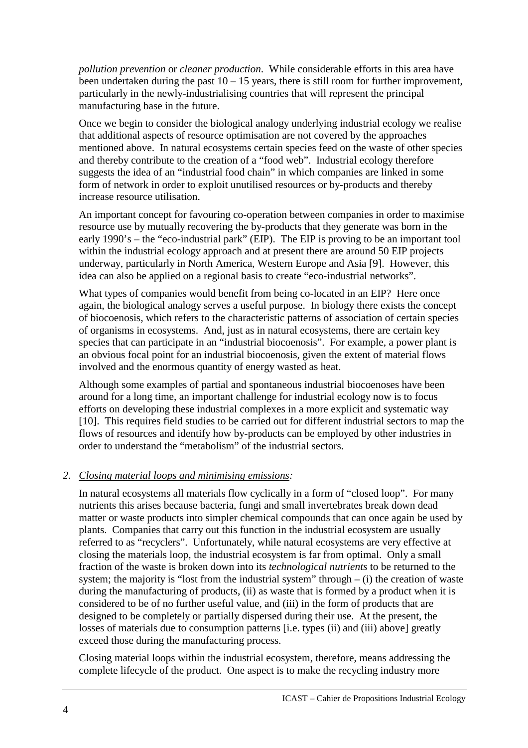*pollution prevention* or *cleaner production*. While considerable efforts in this area have been undertaken during the past 10 – 15 years, there is still room for further improvement, particularly in the newly-industrialising countries that will represent the principal manufacturing base in the future.

Once we begin to consider the biological analogy underlying industrial ecology we realise that additional aspects of resource optimisation are not covered by the approaches mentioned above. In natural ecosystems certain species feed on the waste of other species and thereby contribute to the creation of a "food web". Industrial ecology therefore suggests the idea of an "industrial food chain" in which companies are linked in some form of network in order to exploit unutilised resources or by-products and thereby increase resource utilisation.

An important concept for favouring co-operation between companies in order to maximise resource use by mutually recovering the by-products that they generate was born in the early 1990's – the "eco-industrial park" (EIP). The EIP is proving to be an important tool within the industrial ecology approach and at present there are around 50 EIP projects underway, particularly in North America, Western Europe and Asia [9]. However, this idea can also be applied on a regional basis to create "eco-industrial networks".

What types of companies would benefit from being co-located in an EIP? Here once again, the biological analogy serves a useful purpose. In biology there exists the concept of biocoenosis, which refers to the characteristic patterns of association of certain species of organisms in ecosystems. And, just as in natural ecosystems, there are certain key species that can participate in an "industrial biocoenosis". For example, a power plant is an obvious focal point for an industrial biocoenosis, given the extent of material flows involved and the enormous quantity of energy wasted as heat.

Although some examples of partial and spontaneous industrial biocoenoses have been around for a long time, an important challenge for industrial ecology now is to focus efforts on developing these industrial complexes in a more explicit and systematic way [10]. This requires field studies to be carried out for different industrial sectors to map the flows of resources and identify how by-products can be employed by other industries in order to understand the "metabolism" of the industrial sectors.

2. *Closing material loops and minimising emissions:*

In natural ecosystems all materials flow cyclically in a form of "closed loop". For many nutrients this arises because bacteria, fungi and small invertebrates break down dead matter or waste products into simpler chemical compounds that can once again be used by plants. Companies that carry out this function in the industrial ecosystem are usually referred to as "recyclers". Unfortunately, while natural ecosystems are very effective at closing the materials loop, the industrial ecosystem is far from optimal. Only a small fraction of the waste is broken down into its *technological nutrients* to be returned to the system; the majority is "lost from the industrial system" through – (i) the creation of waste during the manufacturing of products, (ii) as waste that is formed by a product when it is considered to be of no further useful value, and (iii) in the form of products that are designed to be completely or partially dispersed during their use. At the present, the losses of materials due to consumption patterns [i.e. types (ii) and (iii) above] greatly exceed those during the manufacturing process.

Closing material loops within the industrial ecosystem, therefore, means addressing the complete lifecycle of the product. One aspect is to make the recycling industry more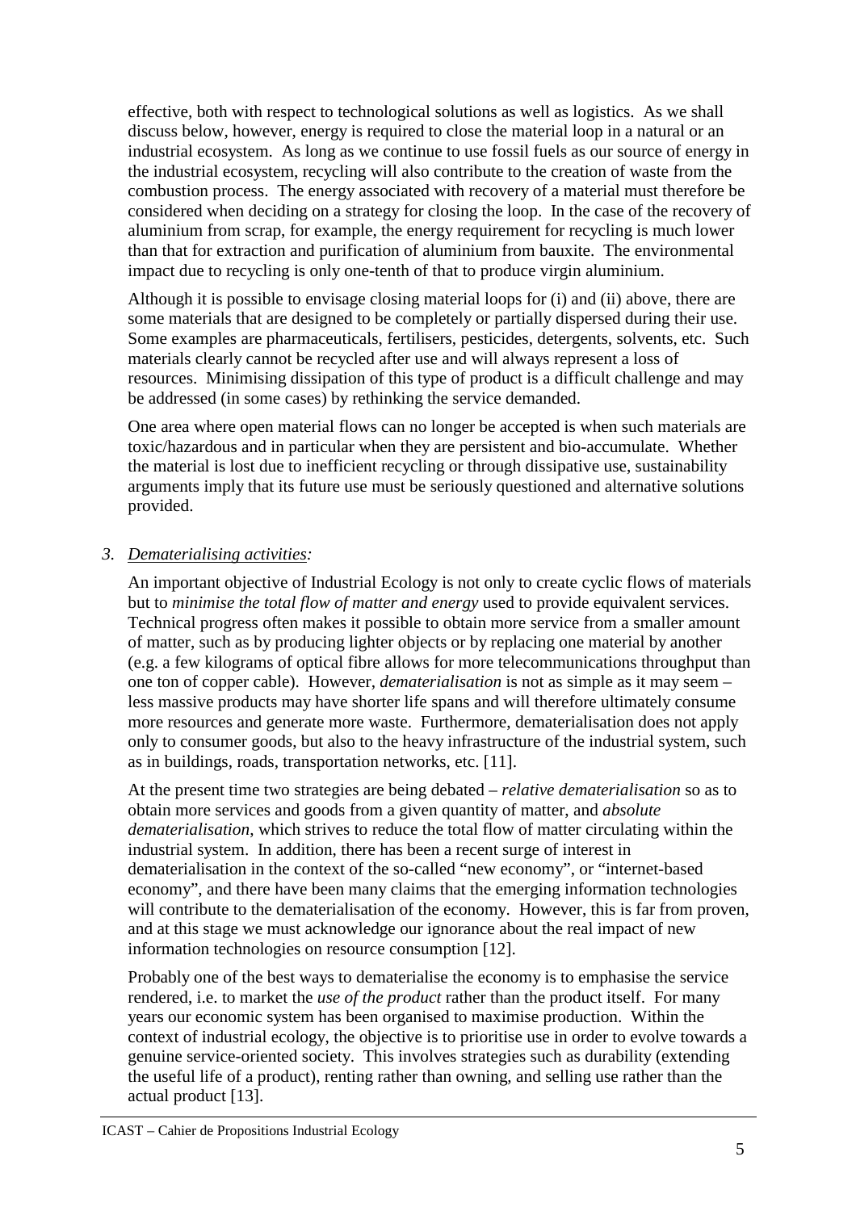effective, both with respect to technological solutions as well as logistics. As we shall discuss below, however, energy is required to close the material loop in a natural or an industrial ecosystem. As long as we continue to use fossil fuels as our source of energy in the industrial ecosystem, recycling will also contribute to the creation of waste from the combustion process. The energy associated with recovery of a material must therefore be considered when deciding on a strategy for closing the loop. In the case of the recovery of aluminium from scrap, for example, the energy requirement for recycling is much lower than that for extraction and purification of aluminium from bauxite. The environmental impact due to recycling is only one-tenth of that to produce virgin aluminium.

Although it is possible to envisage closing material loops for (i) and (ii) above, there are some materials that are designed to be completely or partially dispersed during their use. Some examples are pharmaceuticals, fertilisers, pesticides, detergents, solvents, etc. Such materials clearly cannot be recycled after use and will always represent a loss of resources. Minimising dissipation of this type of product is a difficult challenge and may be addressed (in some cases) by rethinking the service demanded.

One area where open material flows can no longer be accepted is when such materials are toxic/hazardous and in particular when they are persistent and bio-accumulate. Whether the material is lost due to inefficient recycling or through dissipative use, sustainability arguments imply that its future use must be seriously questioned and alternative solutions provided.

3. *Dematerialising activities:*

An important objective of Industrial Ecology is not only to create cyclic flows of materials but to *minimise the total flow of matter and energy* used to provide equivalent services. Technical progress often makes it possible to obtain more service from a smaller amount of matter, such as by producing lighter objects or by replacing one material by another (e.g. a few kilograms of optical fibre allows for more telecommunications throughput than one ton of copper cable). However, *dematerialisation* is not as simple as it may seem – less massive products may have shorter life spans and will therefore ultimately consume more resources and generate more waste. Furthermore, dematerialisation does not apply only to consumer goods, but also to the heavy infrastructure of the industrial system, such as in buildings, roads, transportation networks, etc. [11].

At the present time two strategies are being debated – *relative dematerialisation* so as to obtain more services and goods from a given quantity of matter, and *absolute dematerialisation*, which strives to reduce the total flow of matter circulating within the industrial system. In addition, there has been a recent surge of interest in dematerialisation in the context of the so-called "new economy", or "internet-based economy", and there have been many claims that the emerging information technologies will contribute to the dematerialisation of the economy. However, this is far from proven, and at this stage we must acknowledge our ignorance about the real impact of new information technologies on resource consumption [12].

Probably one of the best ways to dematerialise the economy is to emphasise the service rendered, i.e. to market the *use of the product* rather than the product itself. For many years our economic system has been organised to maximise production. Within the context of industrial ecology, the objective is to prioritise use in order to evolve towards a genuine service-oriented society. This involves strategies such as durability (extending the useful life of a product), renting rather than owning, and selling use rather than the actual product [13].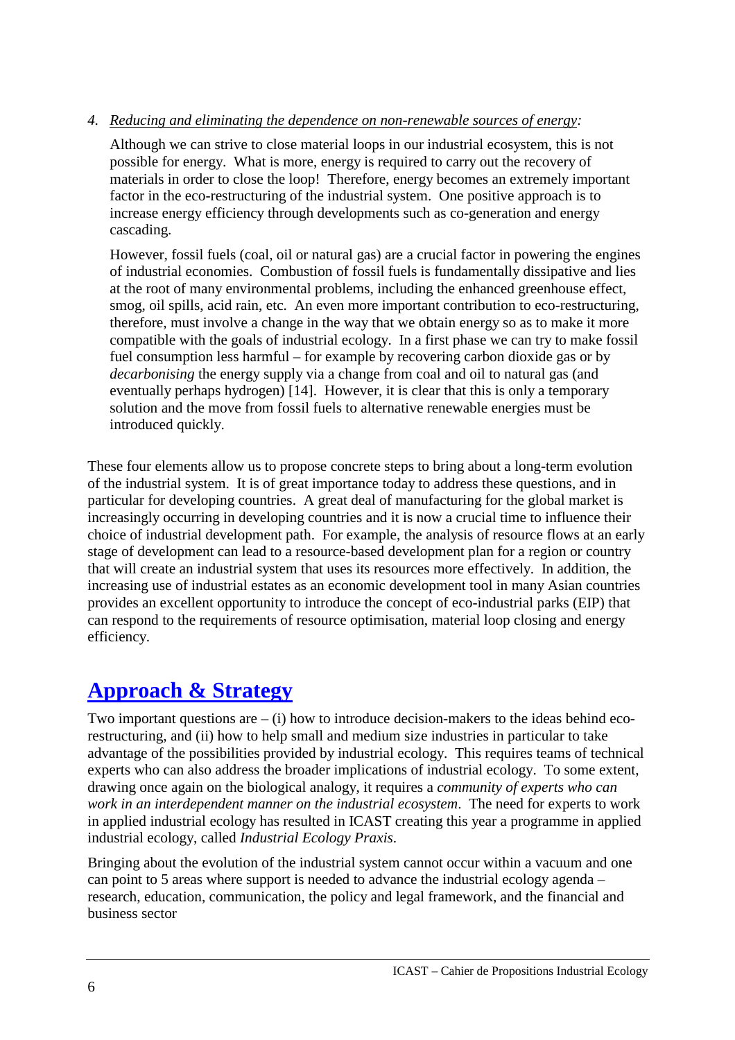4. *Reducing and eliminating the dependence on non-renewable sources of energy:*

   Although we can strive to close material loops in our industrial ecosystem, this is not possible for energy. What is more, energy is required to carry out the recovery of materials in order to close the loop! Therefore, energy becomes an extremely important factor in the eco-restructuring of the industrial system. One positive approach is to increase energy efficiency through developments such as co-generation and energy cascading.

   However, fossil fuels (coal, oil or natural gas) are a crucial factor in powering the engines of industrial economies. Combustion of fossil fuels is fundamentally dissipative and lies at the root of many environmental problems, including the enhanced greenhouse effect, smog, oil spills, acid rain, etc. An even more important contribution to eco-restructuring, therefore, must involve a change in the way that we obtain energy so as to make it more compatible with the goals of industrial ecology. In a first phase we can try to make fossil fuel consumption less harmful – for example by recovering carbon dioxide gas or by *decarbonising* the energy supply via a change from coal and oil to natural gas (and eventually perhaps hydrogen) [14]. However, it is clear that this is only a temporary solution and the move from fossil fuels to alternative renewable energies must be introduced quickly.

These four elements allow us to propose concrete steps to bring about a long-term evolution of the industrial system. It is of great importance today to address these questions, and in particular for developing countries. A great deal of manufacturing for the global market is increasingly occurring in developing countries and it is now a crucial time to influence their choice of industrial development path. For example, the analysis of resource flows at an early stage of development can lead to a resource-based development plan for a region or country that will create an industrial system that uses its resources more effectively. In addition, the increasing use of industrial estates as an economic development tool in many Asian countries provides an excellent opportunity to introduce the concept of eco-industrial parks (EIP) that can respond to the requirements of resource optimisation, material loop closing and energy efficiency.

## Approach & Strategy

Two important questions are – (i) how to introduce decision-makers to the ideas behind eco-restructuring, and (ii) how to help small and medium size industries in particular to take advantage of the possibilities provided by industrial ecology. This requires teams of technical experts who can also address the broader implications of industrial ecology. To some extent, drawing once again on the biological analogy, it requires a *community of experts who can work in an interdependent manner on the industrial ecosystem*. The need for experts to work in applied industrial ecology has resulted in ICAST creating this year a programme in applied industrial ecology, called *Industrial Ecology Praxis*.

Bringing about the evolution of the industrial system cannot occur within a vacuum and one can point to 5 areas where support is needed to advance the industrial ecology agenda – research, education, communication, the policy and legal framework, and the financial and business sector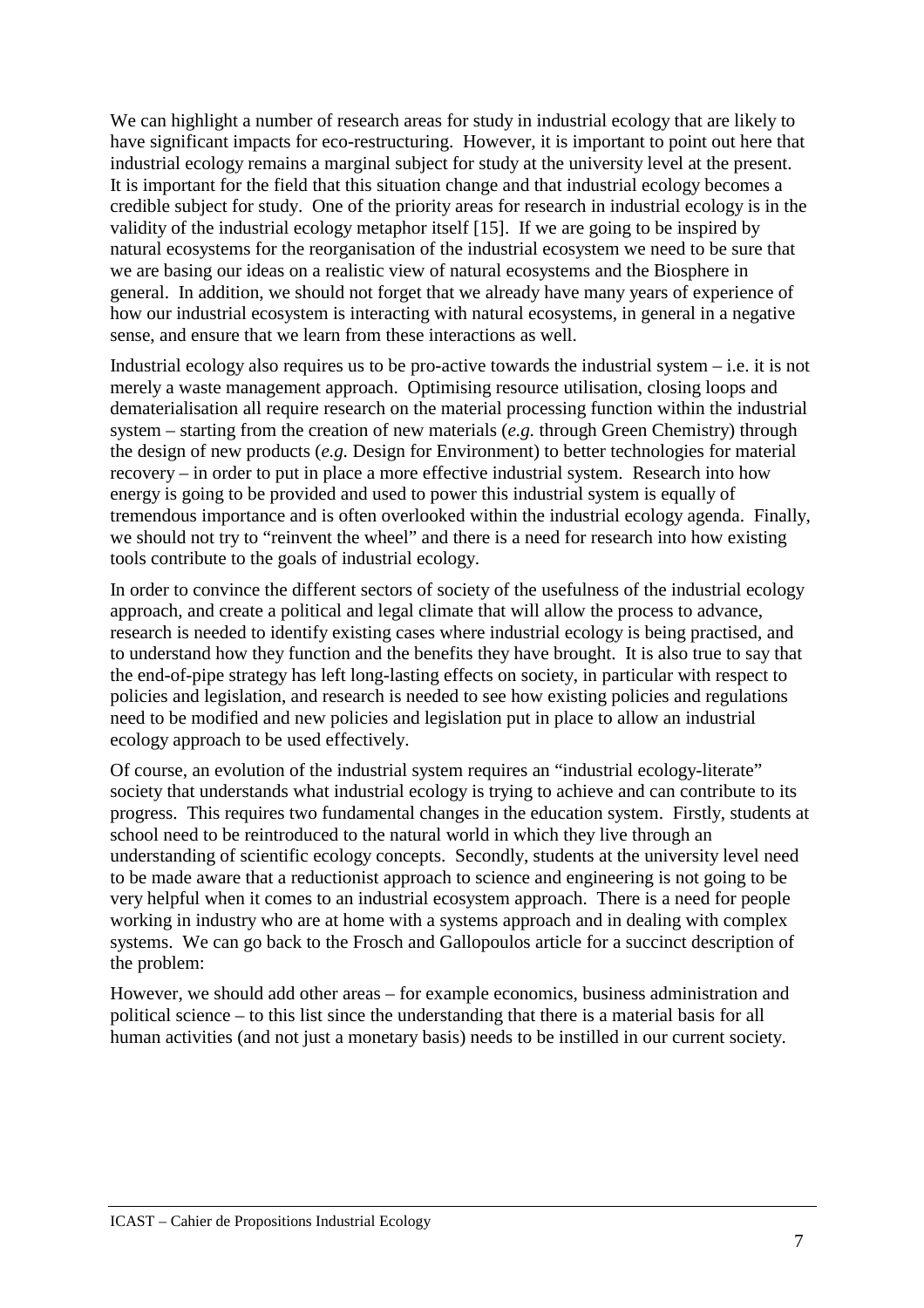We can highlight a number of research areas for study in industrial ecology that are likely to have significant impacts for eco-restructuring. However, it is important to point out here that industrial ecology remains a marginal subject for study at the university level at the present. It is important for the field that this situation change and that industrial ecology becomes a credible subject for study. One of the priority areas for research in industrial ecology is in the validity of the industrial ecology metaphor itself [15]. If we are going to be inspired by natural ecosystems for the reorganisation of the industrial ecosystem we need to be sure that we are basing our ideas on a realistic view of natural ecosystems and the Biosphere in general. In addition, we should not forget that we already have many years of experience of how our industrial ecosystem is interacting with natural ecosystems, in general in a negative sense, and ensure that we learn from these interactions as well.

Industrial ecology also requires us to be pro-active towards the industrial system – i.e. it is not merely a waste management approach. Optimising resource utilisation, closing loops and dematerialisation all require research on the material processing function within the industrial system – starting from the creation of new materials (*e.g.* through Green Chemistry) through the design of new products (*e.g.* Design for Environment) to better technologies for material recovery – in order to put in place a more effective industrial system. Research into how energy is going to be provided and used to power this industrial system is equally of tremendous importance and is often overlooked within the industrial ecology agenda. Finally, we should not try to "reinvent the wheel" and there is a need for research into how existing tools contribute to the goals of industrial ecology.

In order to convince the different sectors of society of the usefulness of the industrial ecology approach, and create a political and legal climate that will allow the process to advance, research is needed to identify existing cases where industrial ecology is being practised, and to understand how they function and the benefits they have brought. It is also true to say that the end-of-pipe strategy has left long-lasting effects on society, in particular with respect to policies and legislation, and research is needed to see how existing policies and regulations need to be modified and new policies and legislation put in place to allow an industrial ecology approach to be used effectively.

Of course, an evolution of the industrial system requires an "industrial ecology-literate" society that understands what industrial ecology is trying to achieve and can contribute to its progress. This requires two fundamental changes in the education system. Firstly, students at school need to be reintroduced to the natural world in which they live through an understanding of scientific ecology concepts. Secondly, students at the university level need to be made aware that a reductionist approach to science and engineering is not going to be very helpful when it comes to an industrial ecosystem approach. There is a need for people working in industry who are at home with a systems approach and in dealing with complex systems. We can go back to the Frosch and Gallopoulos article for a succinct description of the problem:

However, we should add other areas – for example economics, business administration and political science – to this list since the understanding that there is a material basis for all human activities (and not just a monetary basis) needs to be instilled in our current society.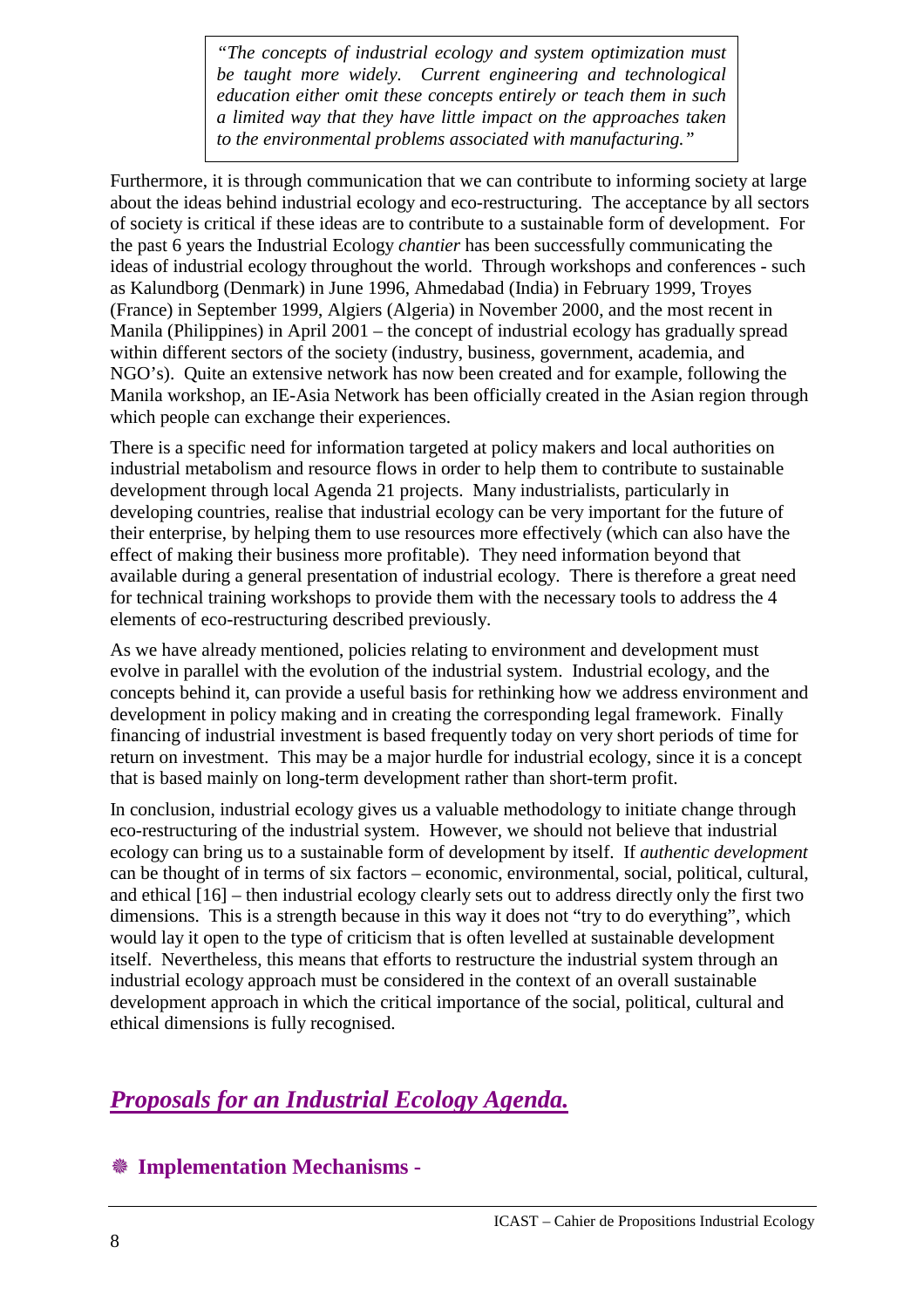> *"The concepts of industrial ecology and system optimization must be taught more widely. Current engineering and technological education either omit these concepts entirely or teach them in such a limited way that they have little impact on the approaches taken to the environmental problems associated with manufacturing."*

Furthermore, it is through communication that we can contribute to informing society at large about the ideas behind industrial ecology and eco-restructuring. The acceptance by all sectors of society is critical if these ideas are to contribute to a sustainable form of development. For the past 6 years the Industrial Ecology *chantier* has been successfully communicating the ideas of industrial ecology throughout the world. Through workshops and conferences - such as Kalundborg (Denmark) in June 1996, Ahmedabad (India) in February 1999, Troyes (France) in September 1999, Algiers (Algeria) in November 2000, and the most recent in Manila (Philippines) in April 2001 – the concept of industrial ecology has gradually spread within different sectors of the society (industry, business, government, academia, and NGO's). Quite an extensive network has now been created and for example, following the Manila workshop, an IE-Asia Network has been officially created in the Asian region through which people can exchange their experiences.

There is a specific need for information targeted at policy makers and local authorities on industrial metabolism and resource flows in order to help them to contribute to sustainable development through local Agenda 21 projects. Many industrialists, particularly in developing countries, realise that industrial ecology can be very important for the future of their enterprise, by helping them to use resources more effectively (which can also have the effect of making their business more profitable). They need information beyond that available during a general presentation of industrial ecology. There is therefore a great need for technical training workshops to provide them with the necessary tools to address the 4 elements of eco-restructuring described previously.

As we have already mentioned, policies relating to environment and development must evolve in parallel with the evolution of the industrial system. Industrial ecology, and the concepts behind it, can provide a useful basis for rethinking how we address environment and development in policy making and in creating the corresponding legal framework. Finally financing of industrial investment is based frequently today on very short periods of time for return on investment. This may be a major hurdle for industrial ecology, since it is a concept that is based mainly on long-term development rather than short-term profit.

In conclusion, industrial ecology gives us a valuable methodology to initiate change through eco-restructuring of the industrial system. However, we should not believe that industrial ecology can bring us to a sustainable form of development by itself. If *authentic development* can be thought of in terms of six factors – economic, environmental, social, political, cultural, and ethical [16] – then industrial ecology clearly sets out to address directly only the first two dimensions. This is a strength because in this way it does not "try to do everything", which would lay it open to the type of criticism that is often levelled at sustainable development itself. Nevertheless, this means that efforts to restructure the industrial system through an industrial ecology approach must be considered in the context of an overall sustainable development approach in which the critical importance of the social, political, cultural and ethical dimensions is fully recognised.

## ***Proposals for an Industrial Ecology Agenda.***

### ❋ **Implementation Mechanisms -**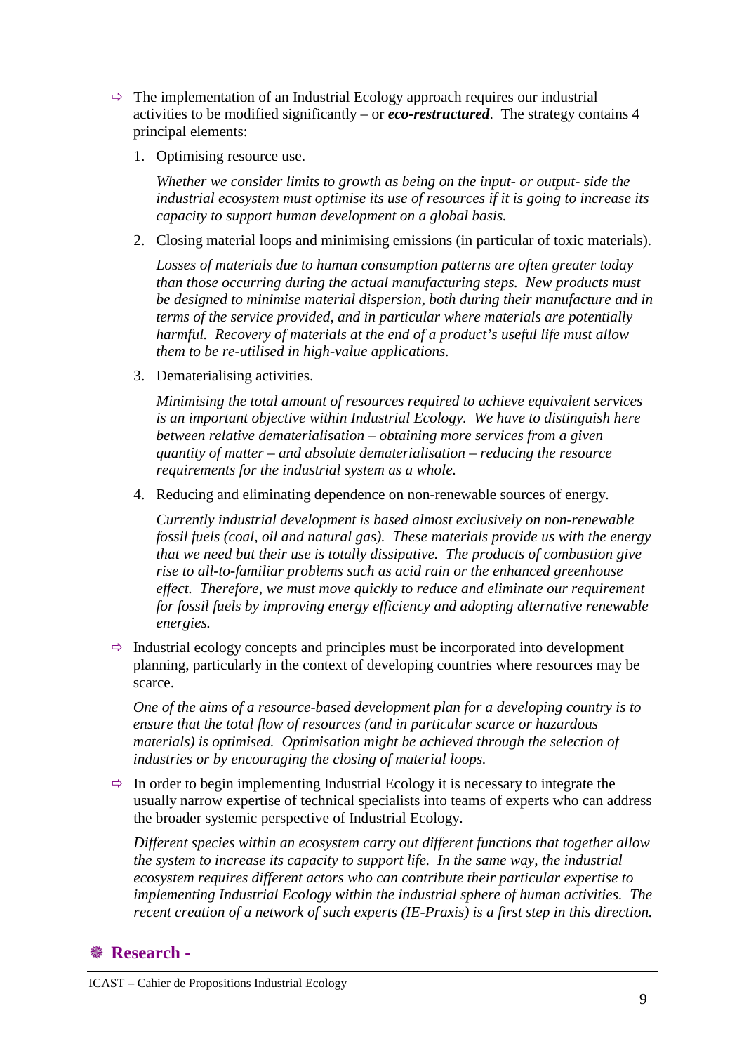- ⇨ The implementation of an Industrial Ecology approach requires our industrial activities to be modified significantly – or ***eco-restructured***. The strategy contains 4 principal elements:

  1. Optimising resource use.

     *Whether we consider limits to growth as being on the input- or output- side the industrial ecosystem must optimise its use of resources if it is going to increase its capacity to support human development on a global basis.*

  2. Closing material loops and minimising emissions (in particular of toxic materials).

     *Losses of materials due to human consumption patterns are often greater today than those occurring during the actual manufacturing steps. New products must be designed to minimise material dispersion, both during their manufacture and in terms of the service provided, and in particular where materials are potentially harmful. Recovery of materials at the end of a product's useful life must allow them to be re-utilised in high-value applications.*

  3. Dematerialising activities.

     *Minimising the total amount of resources required to achieve equivalent services is an important objective within Industrial Ecology. We have to distinguish here between relative dematerialisation – obtaining more services from a given quantity of matter – and absolute dematerialisation – reducing the resource requirements for the industrial system as a whole.*

  4. Reducing and eliminating dependence on non-renewable sources of energy.

     *Currently industrial development is based almost exclusively on non-renewable fossil fuels (coal, oil and natural gas). These materials provide us with the energy that we need but their use is totally dissipative. The products of combustion give rise to all-to-familiar problems such as acid rain or the enhanced greenhouse effect. Therefore, we must move quickly to reduce and eliminate our requirement for fossil fuels by improving energy efficiency and adopting alternative renewable energies.*

- ⇨ Industrial ecology concepts and principles must be incorporated into development planning, particularly in the context of developing countries where resources may be scarce.

  *One of the aims of a resource-based development plan for a developing country is to ensure that the total flow of resources (and in particular scarce or hazardous materials) is optimised. Optimisation might be achieved through the selection of industries or by encouraging the closing of material loops.*

- ⇨ In order to begin implementing Industrial Ecology it is necessary to integrate the usually narrow expertise of technical specialists into teams of experts who can address the broader systemic perspective of Industrial Ecology.

  *Different species within an ecosystem carry out different functions that together allow the system to increase its capacity to support life. In the same way, the industrial ecosystem requires different actors who can contribute their particular expertise to implementing Industrial Ecology within the industrial sphere of human activities. The recent creation of a network of such experts (IE-Praxis) is a first step in this direction.*

## ❅ Research -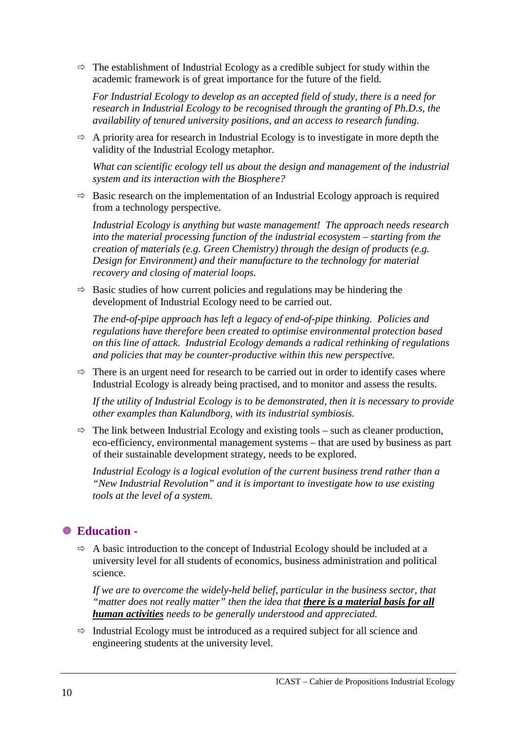- ⇨ The establishment of Industrial Ecology as a credible subject for study within the academic framework is of great importance for the future of the field.

  *For Industrial Ecology to develop as an accepted field of study, there is a need for research in Industrial Ecology to be recognised through the granting of Ph.D.s, the availability of tenured university positions, and an access to research funding.*

- ⇨ A priority area for research in Industrial Ecology is to investigate in more depth the validity of the Industrial Ecology metaphor.

  *What can scientific ecology tell us about the design and management of the industrial system and its interaction with the Biosphere?*

- ⇨ Basic research on the implementation of an Industrial Ecology approach is required from a technology perspective.

  *Industrial Ecology is anything but waste management! The approach needs research into the material processing function of the industrial ecosystem – starting from the creation of materials (e.g. Green Chemistry) through the design of products (e.g. Design for Environment) and their manufacture to the technology for material recovery and closing of material loops.*

- ⇨ Basic studies of how current policies and regulations may be hindering the development of Industrial Ecology need to be carried out.

  *The end-of-pipe approach has left a legacy of end-of-pipe thinking. Policies and regulations have therefore been created to optimise environmental protection based on this line of attack. Industrial Ecology demands a radical rethinking of regulations and policies that may be counter-productive within this new perspective.*

- ⇨ There is an urgent need for research to be carried out in order to identify cases where Industrial Ecology is already being practised, and to monitor and assess the results.

  *If the utility of Industrial Ecology is to be demonstrated, then it is necessary to provide other examples than Kalundborg, with its industrial symbiosis.*

- ⇨ The link between Industrial Ecology and existing tools – such as cleaner production, eco-efficiency, environmental management systems – that are used by business as part of their sustainable development strategy, needs to be explored.

  *Industrial Ecology is a logical evolution of the current business trend rather than a "New Industrial Revolution" and it is important to investigate how to use existing tools at the level of a system.*

## ❋ Education -

- ⇨ A basic introduction to the concept of Industrial Ecology should be included at a university level for all students of economics, business administration and political science.

  *If we are to overcome the widely-held belief, particular in the business sector, that "matter does not really matter" then the idea that **<u>there is a material basis for all human activities</u>** needs to be generally understood and appreciated.*

- ⇨ Industrial Ecology must be introduced as a required subject for all science and engineering students at the university level.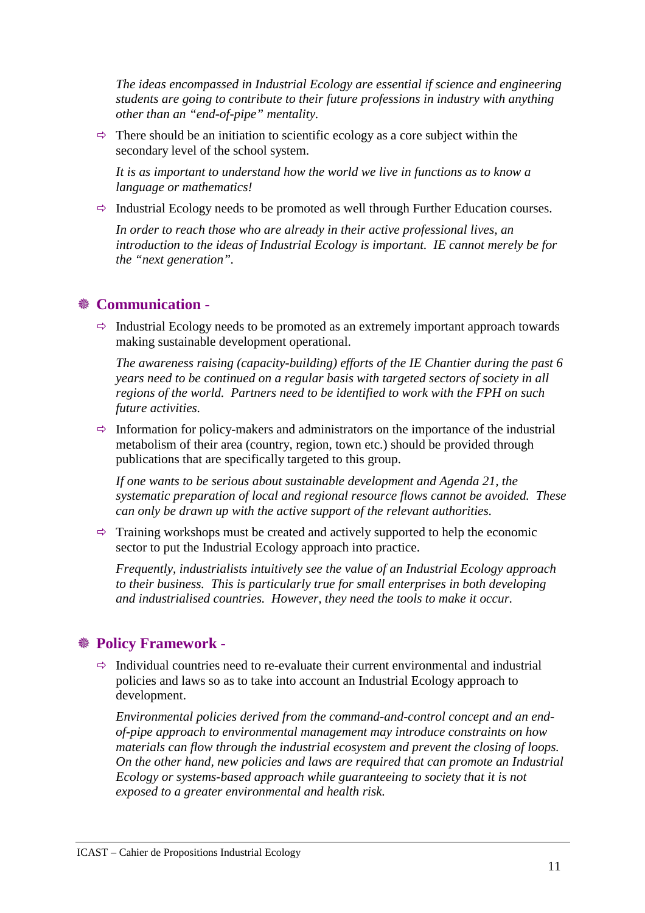*The ideas encompassed in Industrial Ecology are essential if science and engineering students are going to contribute to their future professions in industry with anything other than an "end-of-pipe" mentality.*

- There should be an initiation to scientific ecology as a core subject within the secondary level of the school system.

  *It is as important to understand how the world we live in functions as to know a language or mathematics!*

- Industrial Ecology needs to be promoted as well through Further Education courses.

  *In order to reach those who are already in their active professional lives, an introduction to the ideas of Industrial Ecology is important. IE cannot merely be for the "next generation".*

## Communication -

- Industrial Ecology needs to be promoted as an extremely important approach towards making sustainable development operational.

  *The awareness raising (capacity-building) efforts of the IE Chantier during the past 6 years need to be continued on a regular basis with targeted sectors of society in all regions of the world. Partners need to be identified to work with the FPH on such future activities.*

- Information for policy-makers and administrators on the importance of the industrial metabolism of their area (country, region, town etc.) should be provided through publications that are specifically targeted to this group.

  *If one wants to be serious about sustainable development and Agenda 21, the systematic preparation of local and regional resource flows cannot be avoided. These can only be drawn up with the active support of the relevant authorities.*

- Training workshops must be created and actively supported to help the economic sector to put the Industrial Ecology approach into practice.

  *Frequently, industrialists intuitively see the value of an Industrial Ecology approach to their business. This is particularly true for small enterprises in both developing and industrialised countries. However, they need the tools to make it occur.*

## Policy Framework -

- Individual countries need to re-evaluate their current environmental and industrial policies and laws so as to take into account an Industrial Ecology approach to development.

  *Environmental policies derived from the command-and-control concept and an end-of-pipe approach to environmental management may introduce constraints on how materials can flow through the industrial ecosystem and prevent the closing of loops. On the other hand, new policies and laws are required that can promote an Industrial Ecology or systems-based approach while guaranteeing to society that it is not exposed to a greater environmental and health risk.*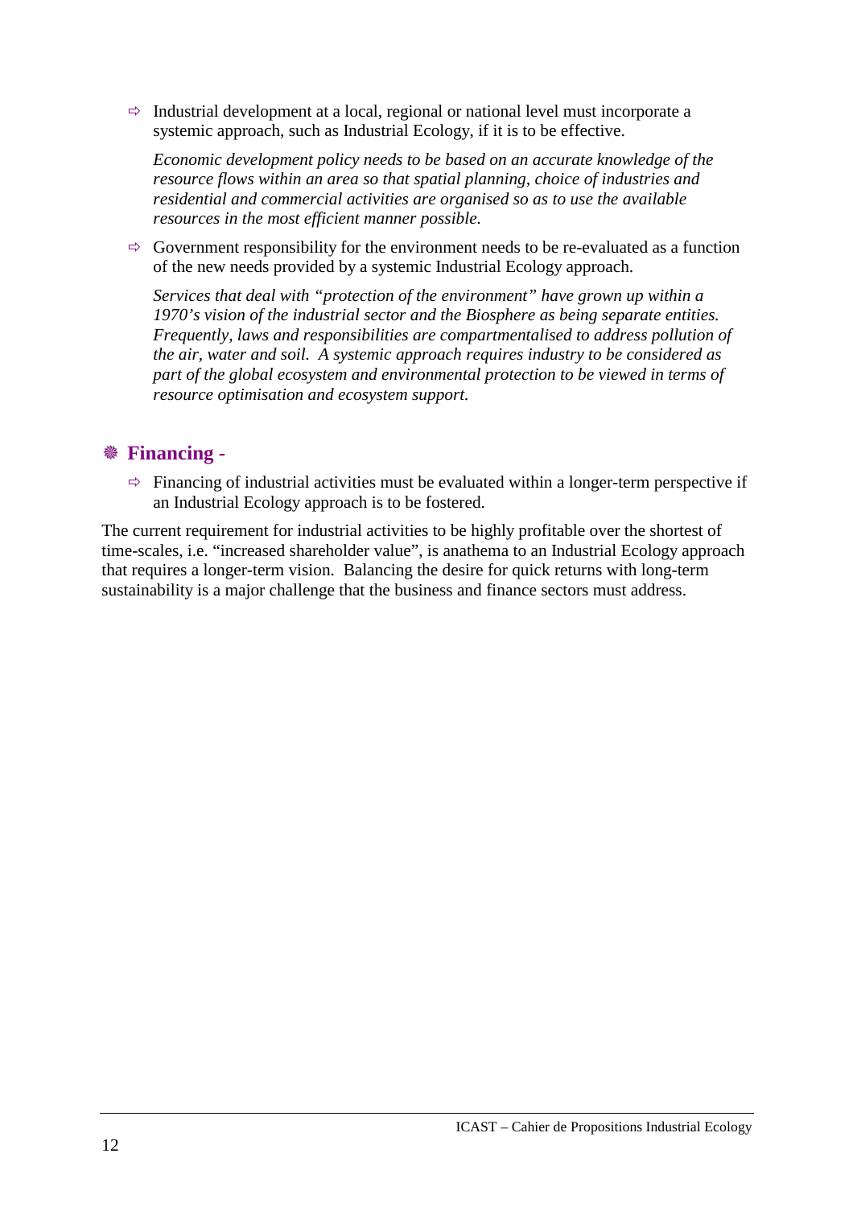- ⇨ Industrial development at a local, regional or national level must incorporate a systemic approach, such as Industrial Ecology, if it is to be effective.

  *Economic development policy needs to be based on an accurate knowledge of the resource flows within an area so that spatial planning, choice of industries and residential and commercial activities are organised so as to use the available resources in the most efficient manner possible.*

- ⇨ Government responsibility for the environment needs to be re-evaluated as a function of the new needs provided by a systemic Industrial Ecology approach.

  *Services that deal with "protection of the environment" have grown up within a 1970's vision of the industrial sector and the Biosphere as being separate entities. Frequently, laws and responsibilities are compartmentalised to address pollution of the air, water and soil. A systemic approach requires industry to be considered as part of the global ecosystem and environmental protection to be viewed in terms of resource optimisation and ecosystem support.*

## ❅ Financing -

- ⇨ Financing of industrial activities must be evaluated within a longer-term perspective if an Industrial Ecology approach is to be fostered.

The current requirement for industrial activities to be highly profitable over the shortest of time-scales, i.e. "increased shareholder value", is anathema to an Industrial Ecology approach that requires a longer-term vision. Balancing the desire for quick returns with long-term sustainability is a major challenge that the business and finance sectors must address.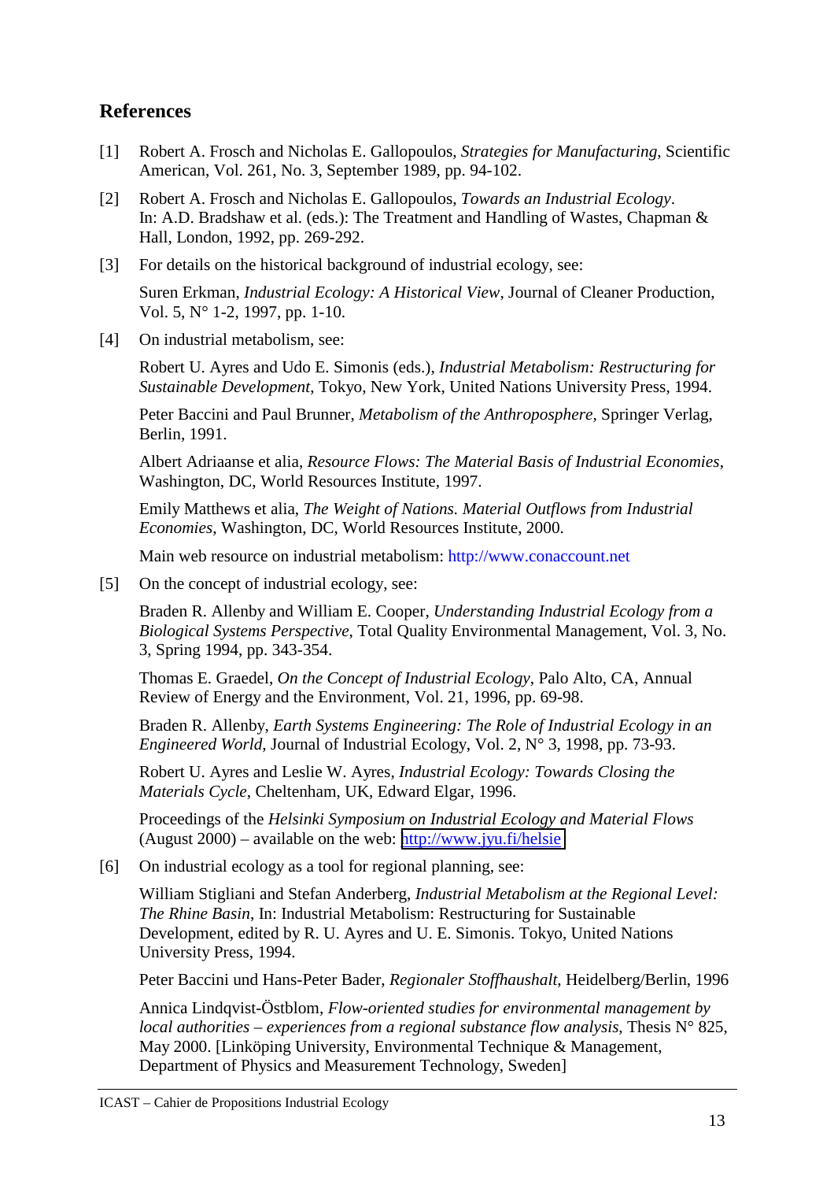## References

[1] Robert A. Frosch and Nicholas E. Gallopoulos, *Strategies for Manufacturing*, Scientific American, Vol. 261, No. 3, September 1989, pp. 94-102.

[2] Robert A. Frosch and Nicholas E. Gallopoulos, *Towards an Industrial Ecology*. In: A.D. Bradshaw et al. (eds.): The Treatment and Handling of Wastes, Chapman & Hall, London, 1992, pp. 269-292.

[3] For details on the historical background of industrial ecology, see:

Suren Erkman, *Industrial Ecology: A Historical View*, Journal of Cleaner Production, Vol. 5, N° 1-2, 1997, pp. 1-10.

[4] On industrial metabolism, see:

Robert U. Ayres and Udo E. Simonis (eds.), *Industrial Metabolism: Restructuring for Sustainable Development*, Tokyo, New York, United Nations University Press, 1994.

Peter Baccini and Paul Brunner, *Metabolism of the Anthroposphere*, Springer Verlag, Berlin, 1991.

Albert Adriaanse et alia, *Resource Flows: The Material Basis of Industrial Economies*, Washington, DC, World Resources Institute, 1997.

Emily Matthews et alia, *The Weight of Nations. Material Outflows from Industrial Economies*, Washington, DC, World Resources Institute, 2000.

Main web resource on industrial metabolism: http://www.conaccount.net

[5] On the concept of industrial ecology, see:

Braden R. Allenby and William E. Cooper, *Understanding Industrial Ecology from a Biological Systems Perspective*, Total Quality Environmental Management, Vol. 3, No. 3, Spring 1994, pp. 343-354.

Thomas E. Graedel, *On the Concept of Industrial Ecology*, Palo Alto, CA, Annual Review of Energy and the Environment, Vol. 21, 1996, pp. 69-98.

Braden R. Allenby, *Earth Systems Engineering: The Role of Industrial Ecology in an Engineered World*, Journal of Industrial Ecology, Vol. 2, N° 3, 1998, pp. 73-93.

Robert U. Ayres and Leslie W. Ayres, *Industrial Ecology: Towards Closing the Materials Cycle*, Cheltenham, UK, Edward Elgar, 1996.

Proceedings of the *Helsinki Symposium on Industrial Ecology and Material Flows* (August 2000) – available on the web: http://www.jyu.fi/helsie

[6] On industrial ecology as a tool for regional planning, see:

William Stigliani and Stefan Anderberg, *Industrial Metabolism at the Regional Level: The Rhine Basin*, In: Industrial Metabolism: Restructuring for Sustainable Development, edited by R. U. Ayres and U. E. Simonis. Tokyo, United Nations University Press, 1994.

Peter Baccini und Hans-Peter Bader, *Regionaler Stoffhaushalt*, Heidelberg/Berlin, 1996

Annica Lindqvist-Östblom, *Flow-oriented studies for environmental management by local authorities – experiences from a regional substance flow analysis*, Thesis N° 825, May 2000. [Linköping University, Environmental Technique & Management, Department of Physics and Measurement Technology, Sweden]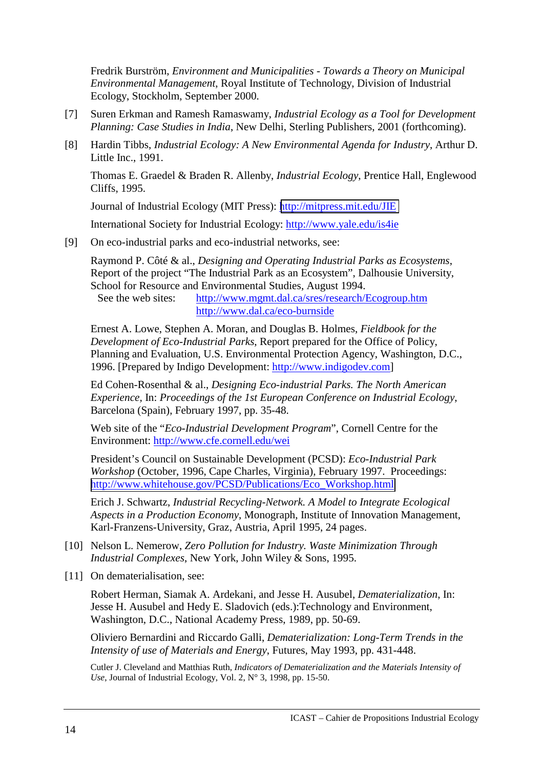Fredrik Burström, *Environment and Municipalities - Towards a Theory on Municipal Environmental Management*, Royal Institute of Technology, Division of Industrial Ecology, Stockholm, September 2000.

[7] Suren Erkman and Ramesh Ramaswamy, *Industrial Ecology as a Tool for Development Planning: Case Studies in India*, New Delhi, Sterling Publishers, 2001 (forthcoming).

[8] Hardin Tibbs, *Industrial Ecology: A New Environmental Agenda for Industry*, Arthur D. Little Inc., 1991.

Thomas E. Graedel & Braden R. Allenby, *Industrial Ecology*, Prentice Hall, Englewood Cliffs, 1995.

Journal of Industrial Ecology (MIT Press): http://mitpress.mit.edu/JIE

International Society for Industrial Ecology: http://www.yale.edu/is4ie

[9] On eco-industrial parks and eco-industrial networks, see:

Raymond P. Côté & al., *Designing and Operating Industrial Parks as Ecosystems*, Report of the project "The Industrial Park as an Ecosystem", Dalhousie University, School for Resource and Environmental Studies, August 1994.
See the web sites: http://www.mgmt.dal.ca/sres/research/Ecogroup.htm
http://www.dal.ca/eco-burnside

Ernest A. Lowe, Stephen A. Moran, and Douglas B. Holmes, *Fieldbook for the Development of Eco-Industrial Parks*, Report prepared for the Office of Policy, Planning and Evaluation, U.S. Environmental Protection Agency, Washington, D.C., 1996. [Prepared by Indigo Development: http://www.indigodev.com]

Ed Cohen-Rosenthal & al., *Designing Eco-industrial Parks. The North American Experience*, In: *Proceedings of the 1st European Conference on Industrial Ecology*, Barcelona (Spain), February 1997, pp. 35-48.

Web site of the "*Eco-Industrial Development Program*", Cornell Centre for the Environment: http://www.cfe.cornell.edu/wei

President's Council on Sustainable Development (PCSD): *Eco-Industrial Park Workshop* (October, 1996, Cape Charles, Virginia), February 1997. Proceedings: http://www.whitehouse.gov/PCSD/Publications/Eco_Workshop.html

Erich J. Schwartz, *Industrial Recycling-Network. A Model to Integrate Ecological Aspects in a Production Economy*, Monograph, Institute of Innovation Management, Karl-Franzens-University, Graz, Austria, April 1995, 24 pages.

[10] Nelson L. Nemerow, *Zero Pollution for Industry. Waste Minimization Through Industrial Complexes*, New York, John Wiley & Sons, 1995.

[11] On dematerialisation, see:

Robert Herman, Siamak A. Ardekani, and Jesse H. Ausubel, *Dematerialization*, In: Jesse H. Ausubel and Hedy E. Sladovich (eds.):Technology and Environment, Washington, D.C., National Academy Press, 1989, pp. 50-69.

Oliviero Bernardini and Riccardo Galli, *Dematerialization: Long-Term Trends in the Intensity of use of Materials and Energy*, Futures, May 1993, pp. 431-448.

Cutler J. Cleveland and Matthias Ruth, *Indicators of Dematerialization and the Materials Intensity of Use*, Journal of Industrial Ecology, Vol. 2, N° 3, 1998, pp. 15-50.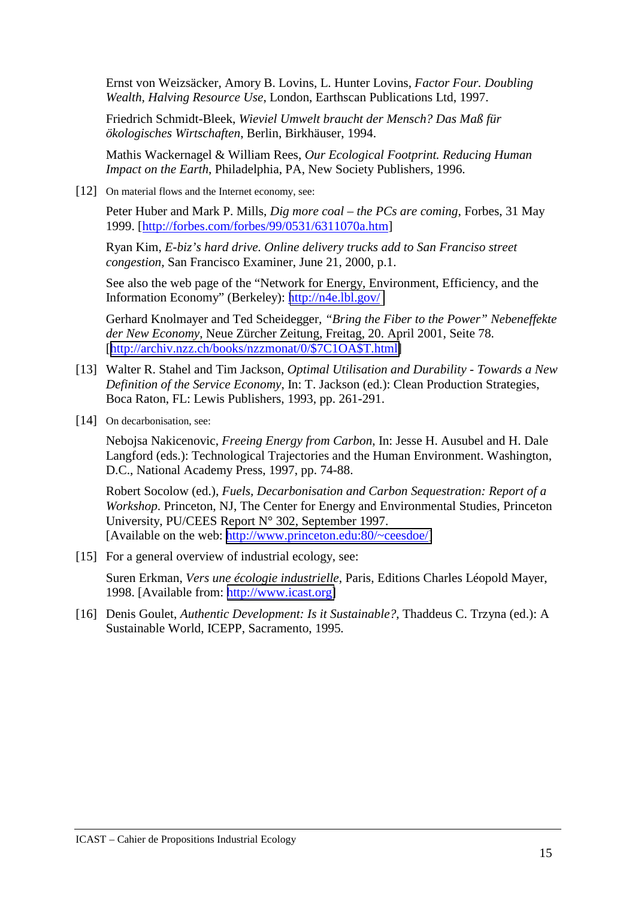Ernst von Weizsäcker, Amory B. Lovins, L. Hunter Lovins, *Factor Four. Doubling Wealth, Halving Resource Use*, London, Earthscan Publications Ltd, 1997.

Friedrich Schmidt-Bleek, *Wieviel Umwelt braucht der Mensch? Das Maß für ökologisches Wirtschaften*, Berlin, Birkhäuser, 1994.

Mathis Wackernagel & William Rees, *Our Ecological Footprint. Reducing Human Impact on the Earth*, Philadelphia, PA, New Society Publishers, 1996.

[12] On material flows and the Internet economy, see:

Peter Huber and Mark P. Mills, *Dig more coal – the PCs are coming*, Forbes, 31 May 1999. [http://forbes.com/forbes/99/0531/6311070a.htm]

Ryan Kim, *E-biz's hard drive. Online delivery trucks add to San Francisco street congestion*, San Francisco Examiner, June 21, 2000, p.1.

See also the web page of the "Network for Energy, Environment, Efficiency, and the Information Economy" (Berkeley): http://n4e.lbl.gov/

Gerhard Knolmayer and Ted Scheidegger, *"Bring the Fiber to the Power" Nebeneffekte der New Economy*, Neue Zürcher Zeitung, Freitag, 20. April 2001, Seite 78. [http://archiv.nzz.ch/books/nzzmonat/0/$7C1OA$T.html]

[13] Walter R. Stahel and Tim Jackson, *Optimal Utilisation and Durability - Towards a New Definition of the Service Economy*, In: T. Jackson (ed.): Clean Production Strategies, Boca Raton, FL: Lewis Publishers, 1993, pp. 261-291.

[14] On decarbonisation, see:

Nebojsa Nakicenovic, *Freeing Energy from Carbon*, In: Jesse H. Ausubel and H. Dale Langford (eds.): Technological Trajectories and the Human Environment. Washington, D.C., National Academy Press, 1997, pp. 74-88.

Robert Socolow (ed.), *Fuels, Decarbonisation and Carbon Sequestration: Report of a Workshop*. Princeton, NJ, The Center for Energy and Environmental Studies, Princeton University, PU/CEES Report N° 302, September 1997.
[Available on the web: http://www.princeton.edu:80/~ceesdoe/]

[15] For a general overview of industrial ecology, see:

Suren Erkman, *Vers une écologie industrielle*, Paris, Editions Charles Léopold Mayer, 1998. [Available from: http://www.icast.org]

[16] Denis Goulet, *Authentic Development: Is it Sustainable?*, Thaddeus C. Trzyna (ed.): A Sustainable World, ICEPP, Sacramento, 1995.